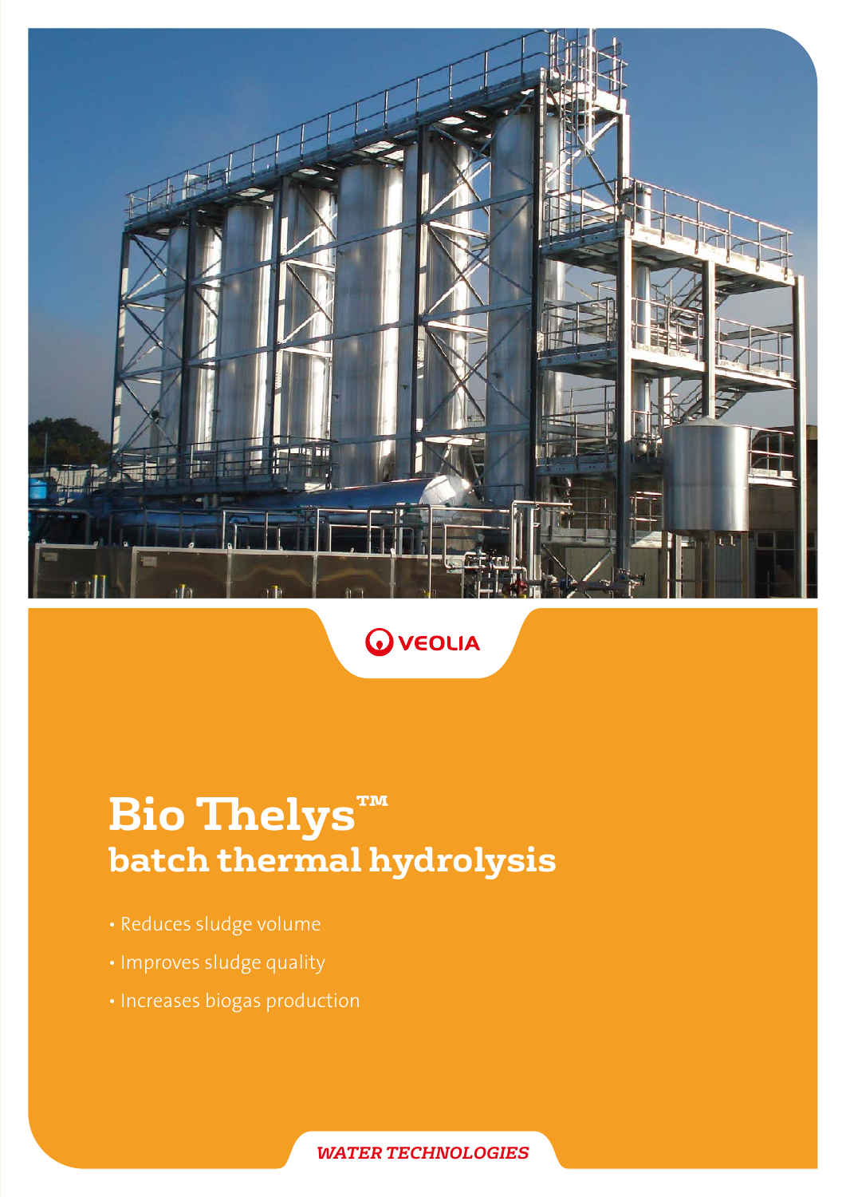VEOLIA

# Bio Thelys™
## batch thermal hydrolysis

- Reduces sludge volume
- Improves sludge quality
- Increases biogas production

*WATER TECHNOLOGIES*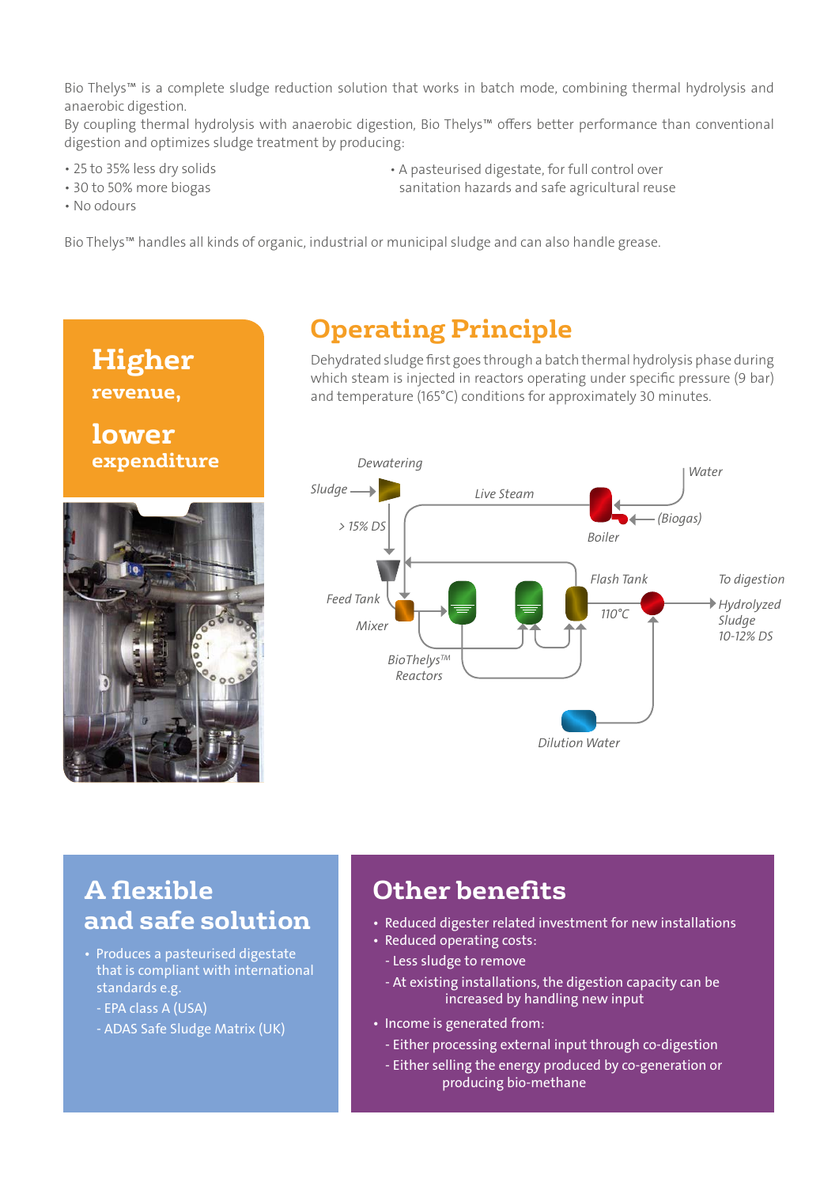Bio Thelys™ is a complete sludge reduction solution that works in batch mode, combining thermal hydrolysis and anaerobic digestion.
By coupling thermal hydrolysis with anaerobic digestion, Bio Thelys™ offers better performance than conventional digestion and optimizes sludge treatment by producing:

- 25 to 35% less dry solids
- 30 to 50% more biogas
- No odours
- A pasteurised digestate, for full control over sanitation hazards and safe agricultural reuse

Bio Thelys™ handles all kinds of organic, industrial or municipal sludge and can also handle grease.

## Higher revenue, lower expenditure

## Operating Principle

Dehydrated sludge first goes through a batch thermal hydrolysis phase during which steam is injected in reactors operating under specific pressure (9 bar) and temperature (165°C) conditions for approximately 30 minutes.

Dewatering
Sludge
> 15% DS
Live Steam
Water
(Biogas)
Boiler
Feed Tank
Mixer
Flash Tank
110°C
To digestion
Hydrolyzed Sludge 10-12% DS
BioThelys™ Reactors
Dilution Water

## A flexible and safe solution

- Produces a pasteurised digestate that is compliant with international standards e.g.
  - EPA class A (USA)
  - ADAS Safe Sludge Matrix (UK)

## Other benefits

- Reduced digester related investment for new installations
- Reduced operating costs:
  - Less sludge to remove
  - At existing installations, the digestion capacity can be increased by handling new input
- Income is generated from:
  - Either processing external input through co-digestion
  - Either selling the energy produced by co-generation or producing bio-methane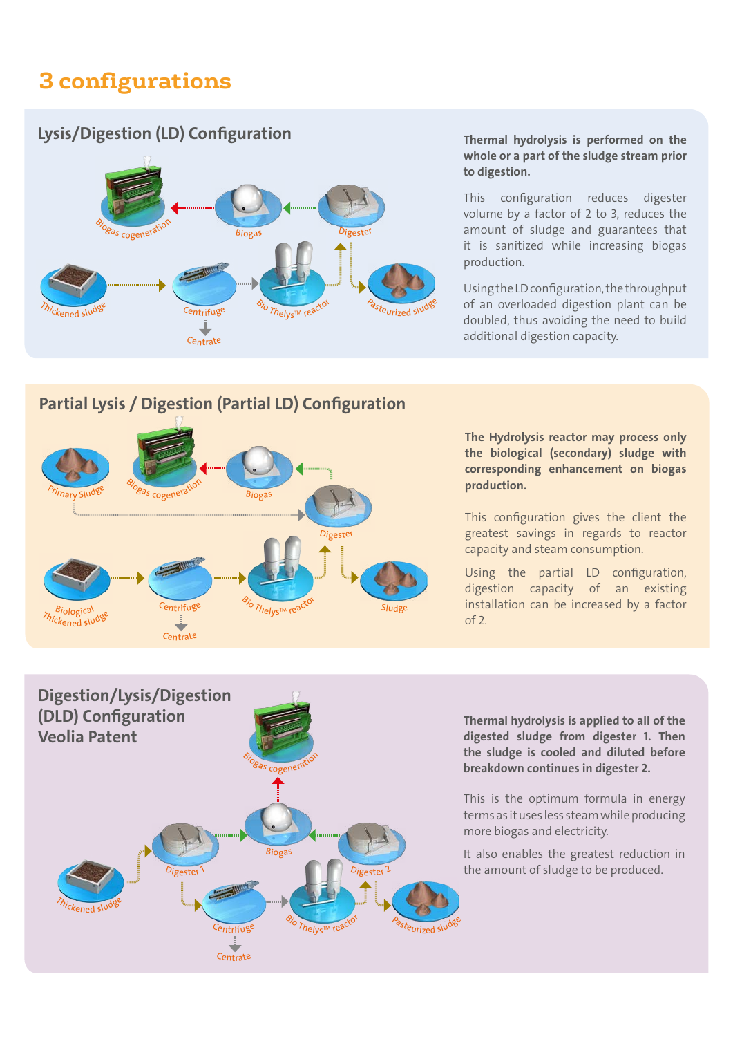# 3 configurations

## Lysis/Digestion (LD) Configuration

Biogas cogeneration · Biogas · Digester · Thickened sludge · Centrifuge · Centrate · Bio Thelys™ reactor · Pasteurized sludge

**Thermal hydrolysis is performed on the whole or a part of the sludge stream prior to digestion.**

This configuration reduces digester volume by a factor of 2 to 3, reduces the amount of sludge and guarantees that it is sanitized while increasing biogas production.

Using the LD configuration, the throughput of an overloaded digestion plant can be doubled, thus avoiding the need to build additional digestion capacity.

## Partial Lysis / Digestion (Partial LD) Configuration

Primary Sludge · Biogas cogeneration · Biogas · Digester · Biological Thickened sludge · Centrifuge · Centrate · Bio Thelys™ reactor · Sludge

**The Hydrolysis reactor may process only the biological (secondary) sludge with corresponding enhancement on biogas production.**

This configuration gives the client the greatest savings in regards to reactor capacity and steam consumption.

Using the partial LD configuration, digestion capacity of an existing installation can be increased by a factor of 2.

## Digestion/Lysis/Digestion (DLD) Configuration Veolia Patent

Biogas cogeneration · Biogas · Digester 1 · Digester 2 · Thickened sludge · Centrifuge · Centrate · Bio Thelys™ reactor · Pasteurized sludge

**Thermal hydrolysis is applied to all of the digested sludge from digester 1. Then the sludge is cooled and diluted before breakdown continues in digester 2.**

This is the optimum formula in energy terms as it uses less steam while producing more biogas and electricity.

It also enables the greatest reduction in the amount of sludge to be produced.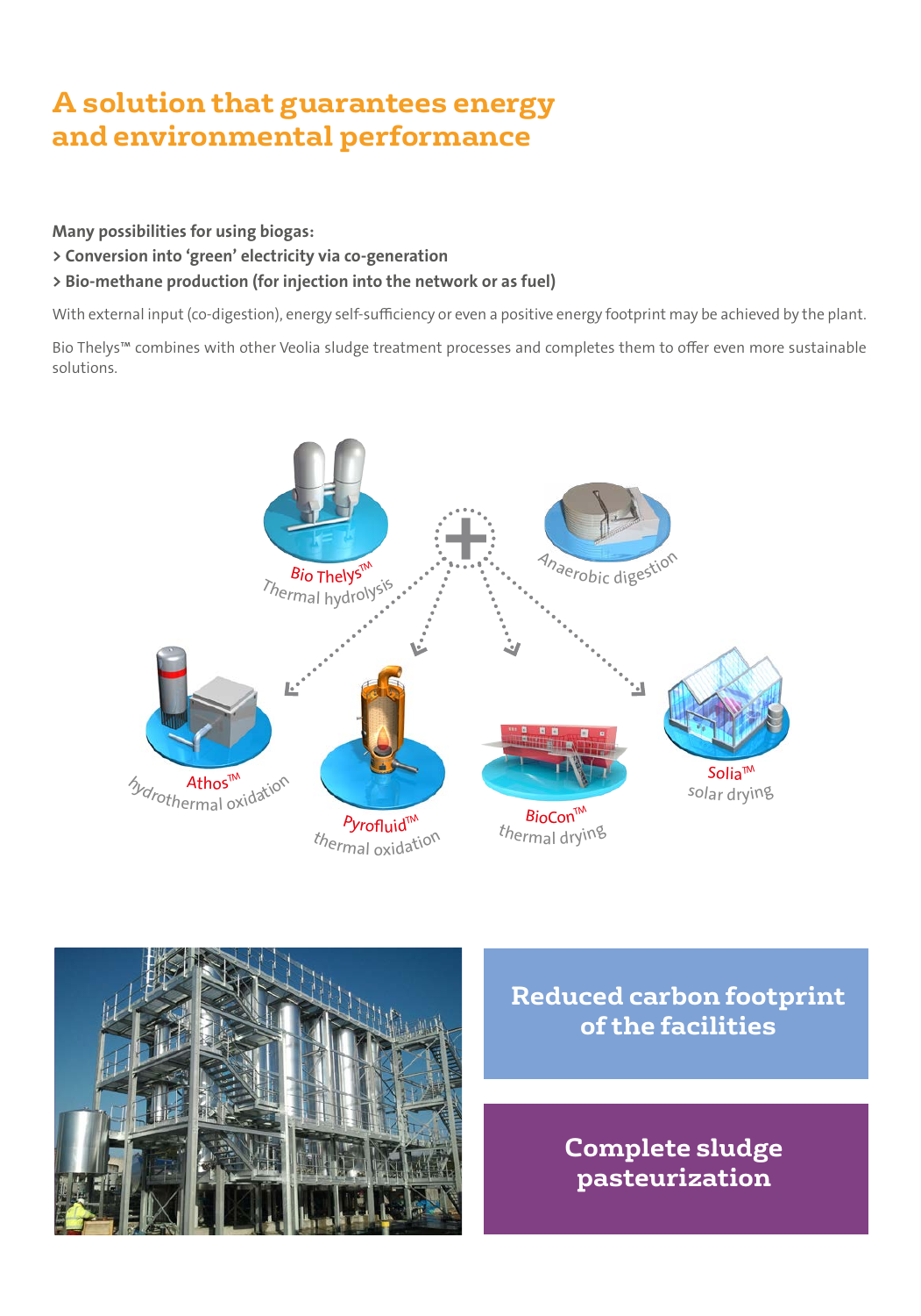# A solution that guarantees energy and environmental performance

**Many possibilities for using biogas:**

**> Conversion into 'green' electricity via co-generation**

**> Bio-methane production (for injection into the network or as fuel)**

With external input (co-digestion), energy self-sufficiency or even a positive energy footprint may be achieved by the plant.

Bio Thelys™ combines with other Veolia sludge treatment processes and completes them to offer even more sustainable solutions.

Bio Thelys™ Thermal hydrolysis

Anaerobic digestion

Athos™ hydrothermal oxidation

Pyrofluid™ thermal oxidation

BioCon™ thermal drying

Solia™ solar drying

**Reduced carbon footprint of the facilities**

**Complete sludge pasteurization**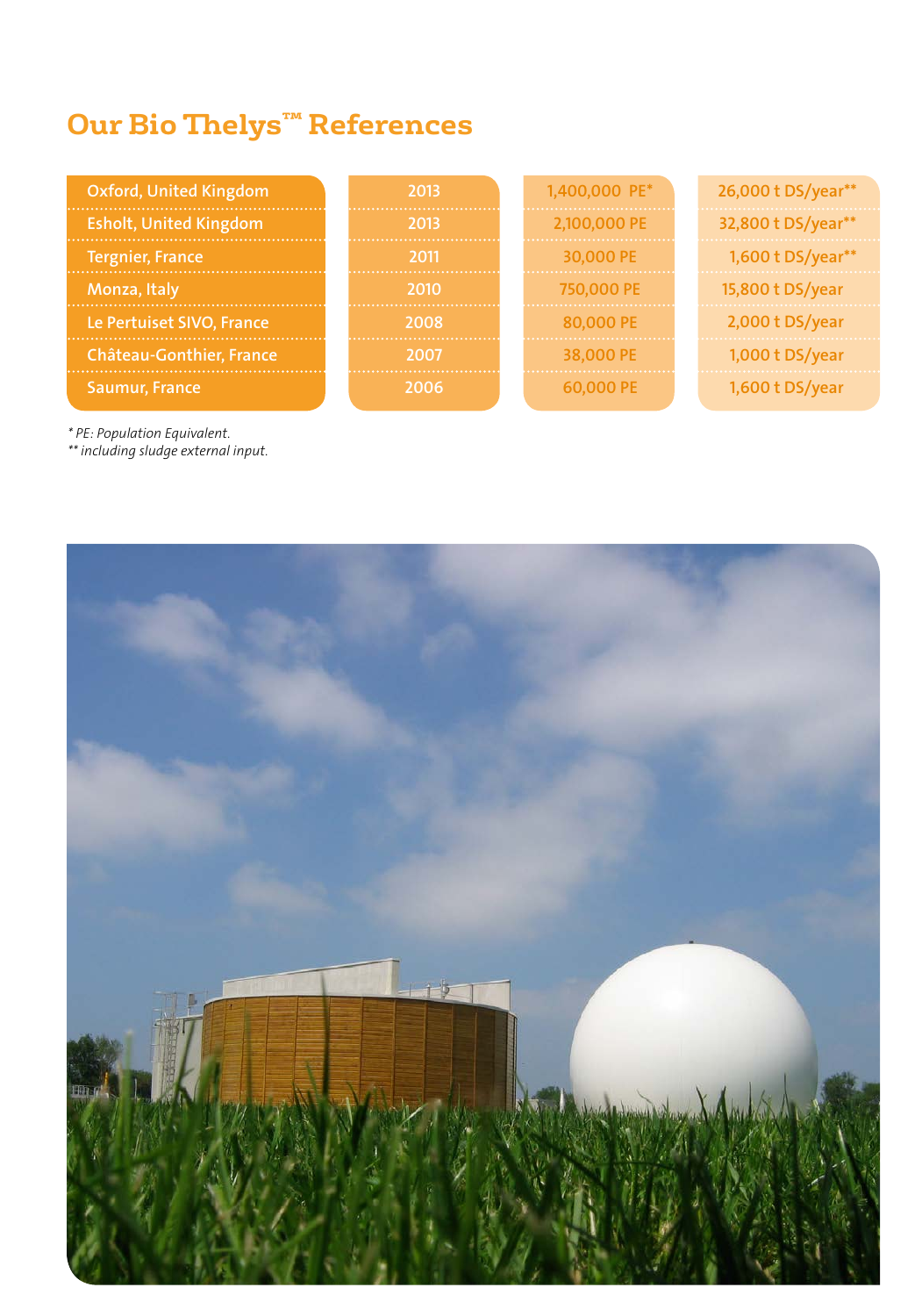## Our Bio Thelys™ References

| | | | |
|---|---|---|---|
| Oxford, United Kingdom | 2013 | 1,400,000 PE* | 26,000 t DS/year** |
| Esholt, United Kingdom | 2013 | 2,100,000 PE | 32,800 t DS/year** |
| Tergnier, France | 2011 | 30,000 PE | 1,600 t DS/year** |
| Monza, Italy | 2010 | 750,000 PE | 15,800 t DS/year |
| Le Pertuiset SIVO, France | 2008 | 80,000 PE | 2,000 t DS/year |
| Château-Gonthier, France | 2007 | 38,000 PE | 1,000 t DS/year |
| Saumur, France | 2006 | 60,000 PE | 1,600 t DS/year |

*\* PE: Population Equivalent.*
*\*\* including sludge external input.*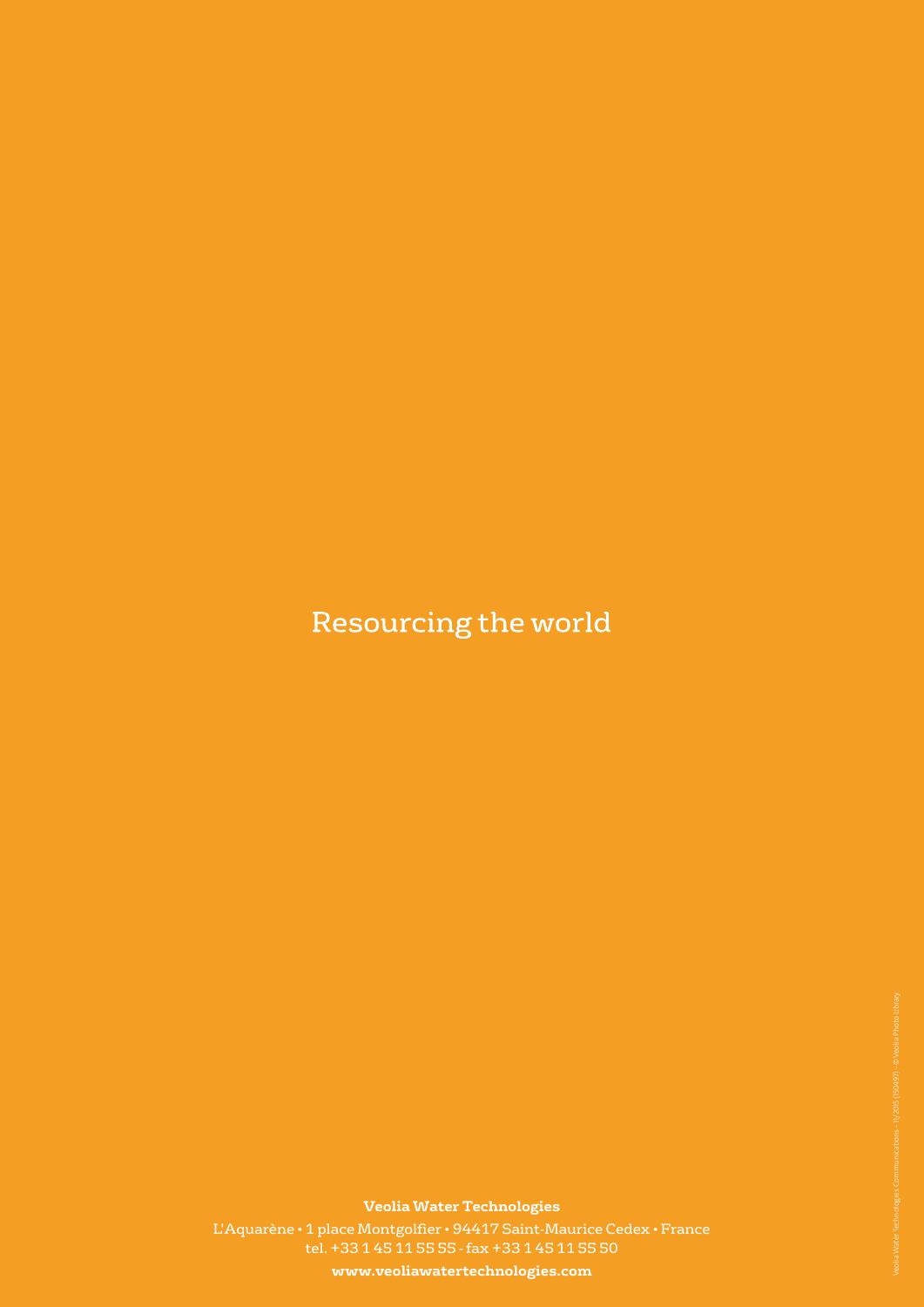Resourcing the world

**Veolia Water Technologies**

L'Aquarène • 1 place Montgolfier • 94417 Saint-Maurice Cedex • France
tel. +33 1 45 11 55 55 - fax +33 1 45 11 55 50

**www.veoliawatertechnologies.com**

Veolia Water Technologies Communications - 11/2015 (150497) - © Veolia Photo Library